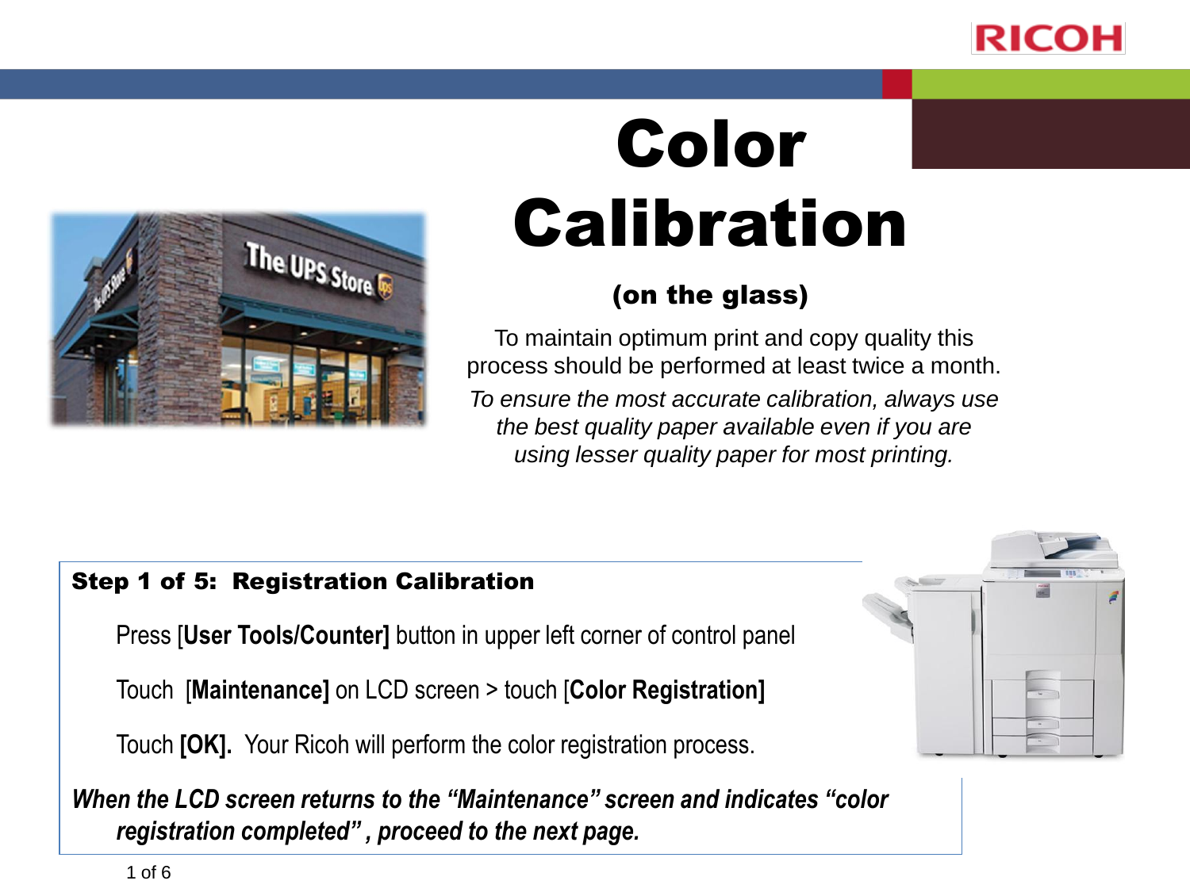# Color Calibration

### (on the glass)

To maintain optimum print and copy quality this process should be performed at least twice a month.

*To ensure the most accurate calibration, always use the best quality paper available even if you are using lesser quality paper for most printing.*

## Step 1 of 5: Registration Calibration

Press [**User Tools/Counter]** button in upper left corner of control panel

Touch [**Maintenance]** on LCD screen > touch [**Color Registration]**

Touch **[OK].** Your Ricoh will perform the color registration process.

***When the LCD screen returns to the "Maintenance" screen and indicates "color registration completed", proceed to the next page.***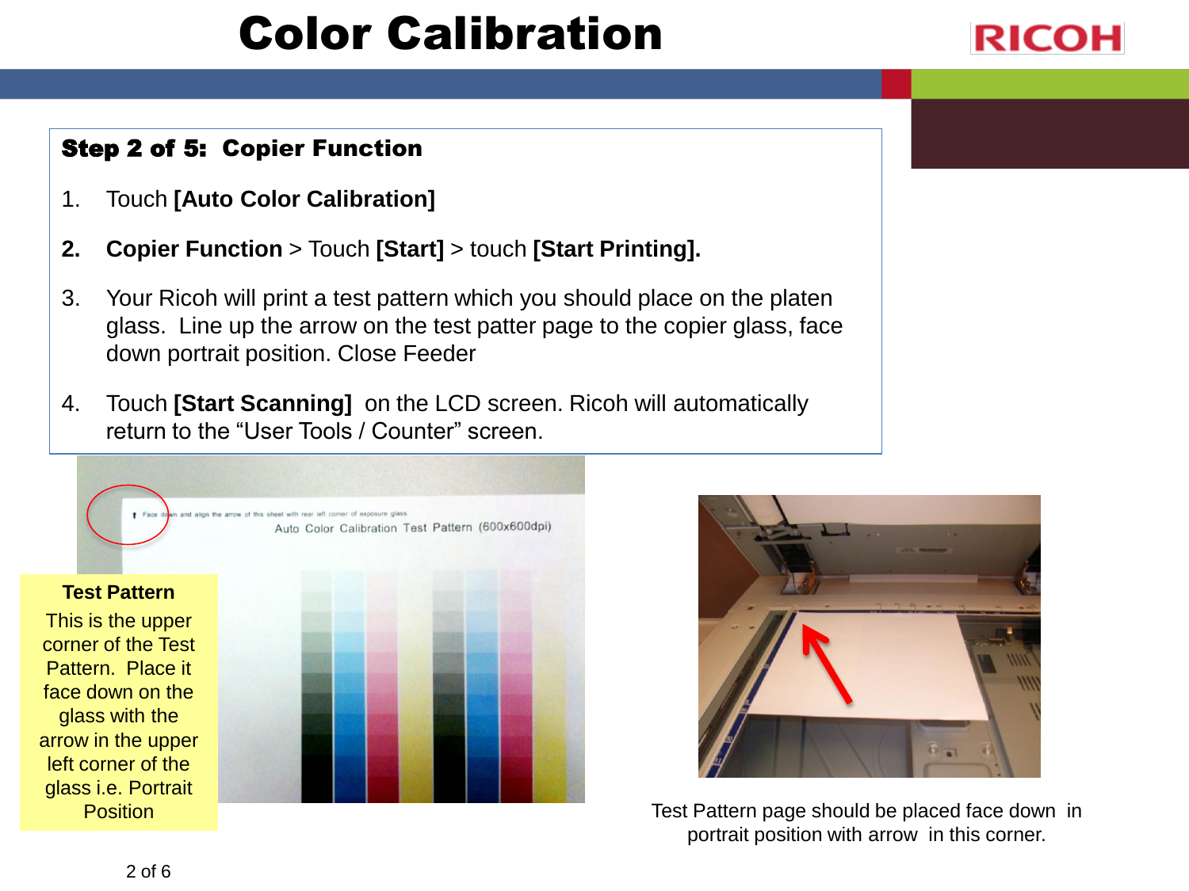# Color Calibration

### Step 2 of 5: Copier Function

1. Touch **[Auto Color Calibration]**
2. **Copier Function** > Touch **[Start]** > touch **[Start Printing].**
3. Your Ricoh will print a test pattern which you should place on the platen glass. Line up the arrow on the test patter page to the copier glass, face down portrait position. Close Feeder
4. Touch **[Start Scanning]** on the LCD screen. Ricoh will automatically return to the "User Tools / Counter" screen.

**Test Pattern**

This is the upper corner of the Test Pattern. Place it face down on the glass with the arrow in the upper left corner of the glass i.e. Portrait Position

Test Pattern page should be placed face down in portrait position with arrow in this corner.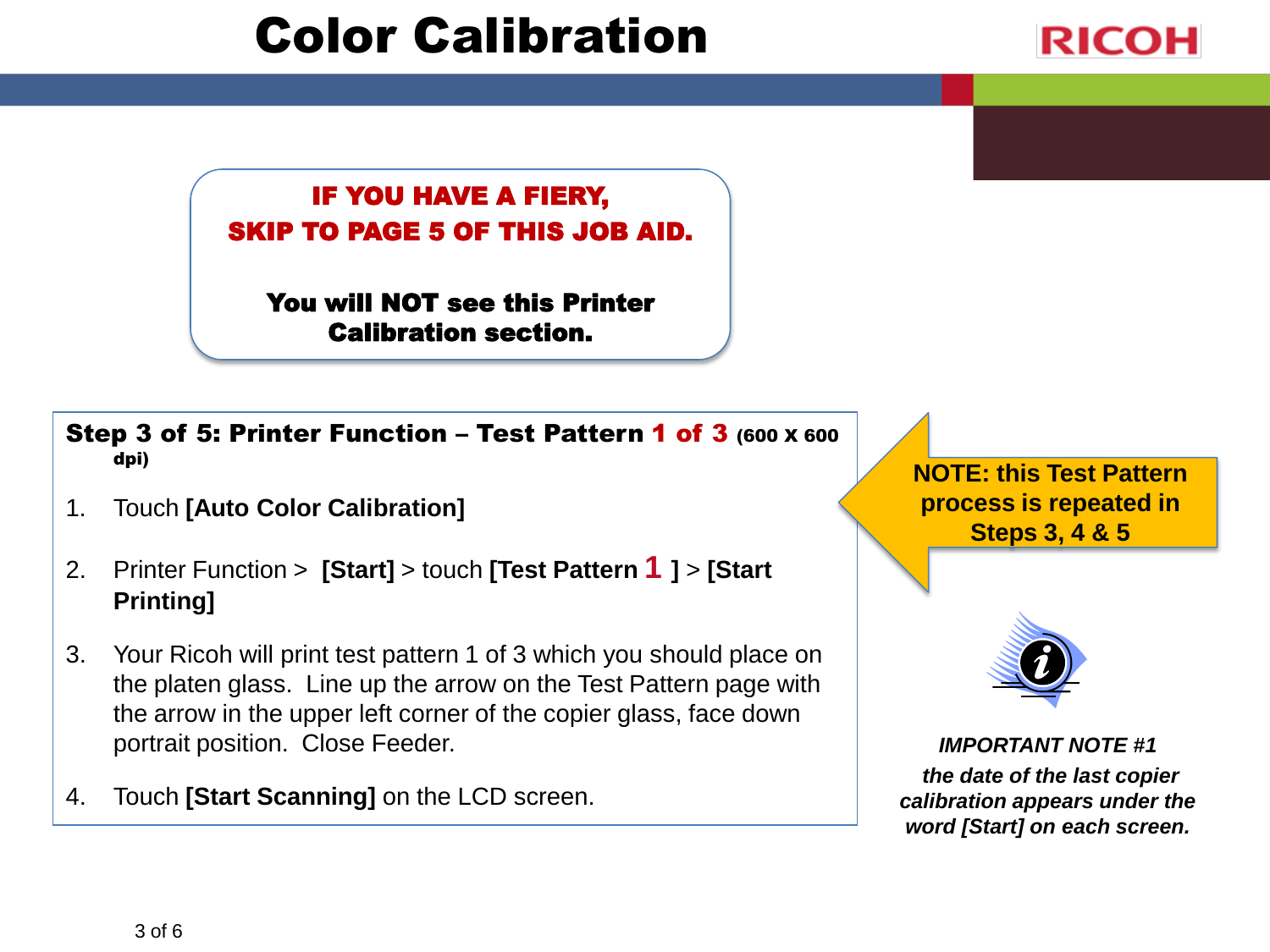# Color Calibration

**IF YOU HAVE A FIERY, SKIP TO PAGE 5 OF THIS JOB AID.**

**You will NOT see this Printer Calibration section.**

**Step 3 of 5: Printer Function – Test Pattern 1 of 3 (600 x 600 dpi)**

1. Touch **[Auto Color Calibration]**
2. Printer Function > **[Start]** > touch **[Test Pattern 1 ]** > **[Start Printing]**
3. Your Ricoh will print test pattern 1 of 3 which you should place on the platen glass. Line up the arrow on the Test Pattern page with the arrow in the upper left corner of the copier glass, face down portrait position. Close Feeder.
4. Touch **[Start Scanning]** on the LCD screen.

**NOTE: this Test Pattern process is repeated in Steps 3, 4 & 5**

***IMPORTANT NOTE #1***

***the date of the last copier calibration appears under the word [Start] on each screen.***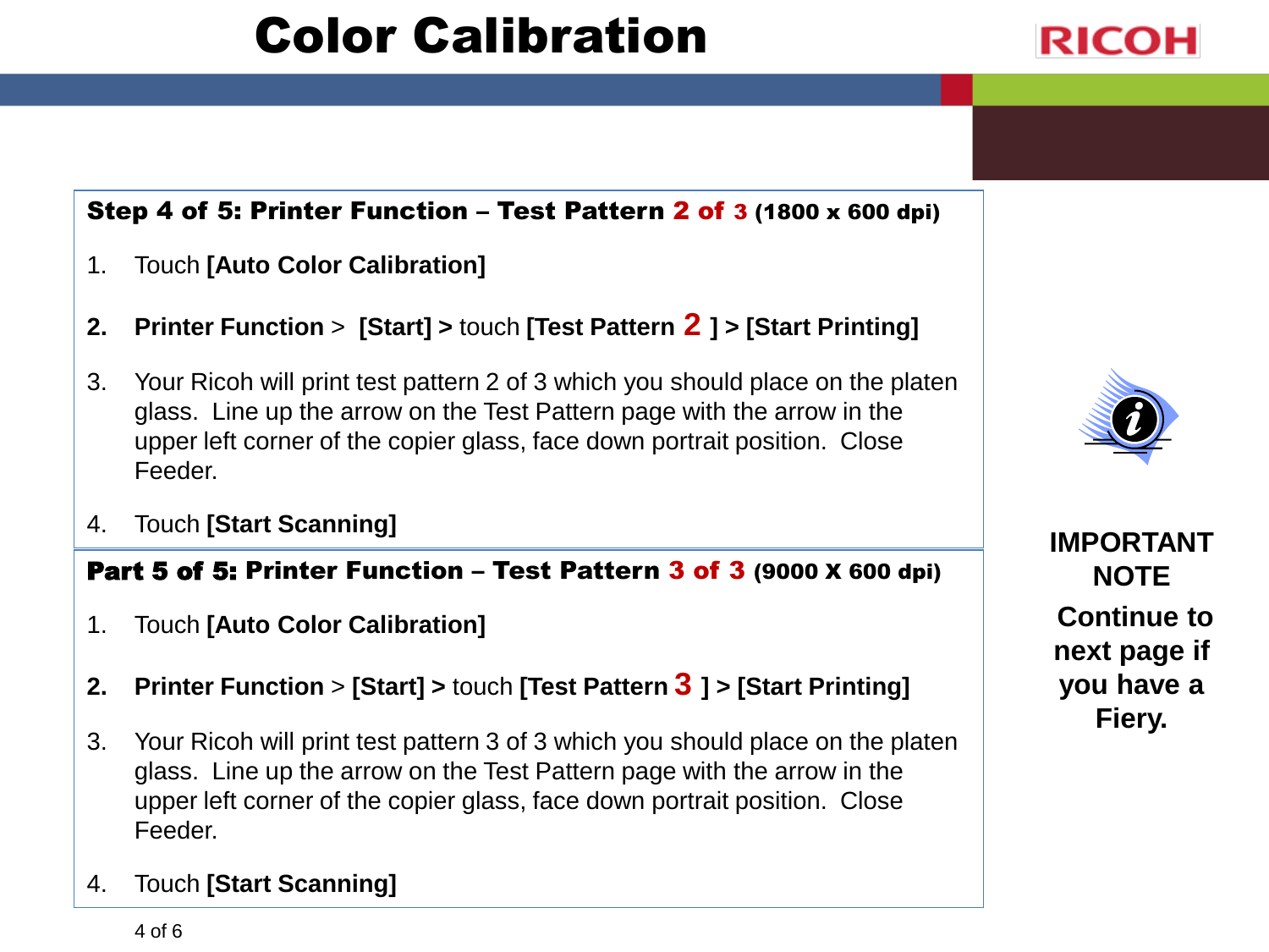# Color Calibration

RICOH

**Step 4 of 5: Printer Function – Test Pattern 2 of 3 (1800 x 600 dpi)**

1. Touch **[Auto Color Calibration]**
2. **Printer Function** > **[Start] >** touch **[Test Pattern 2 ] > [Start Printing]**
3. Your Ricoh will print test pattern 2 of 3 which you should place on the platen glass. Line up the arrow on the Test Pattern page with the arrow in the upper left corner of the copier glass, face down portrait position. Close Feeder.
4. Touch **[Start Scanning]**

**Part 5 of 5: Printer Function – Test Pattern 3 of 3 (9000 X 600 dpi)**

1. Touch **[Auto Color Calibration]**
2. **Printer Function** > **[Start] >** touch **[Test Pattern 3 ] > [Start Printing]**
3. Your Ricoh will print test pattern 3 of 3 which you should place on the platen glass. Line up the arrow on the Test Pattern page with the arrow in the upper left corner of the copier glass, face down portrait position. Close Feeder.
4. Touch **[Start Scanning]**

**IMPORTANT NOTE**

**Continue to next page if you have a Fiery.**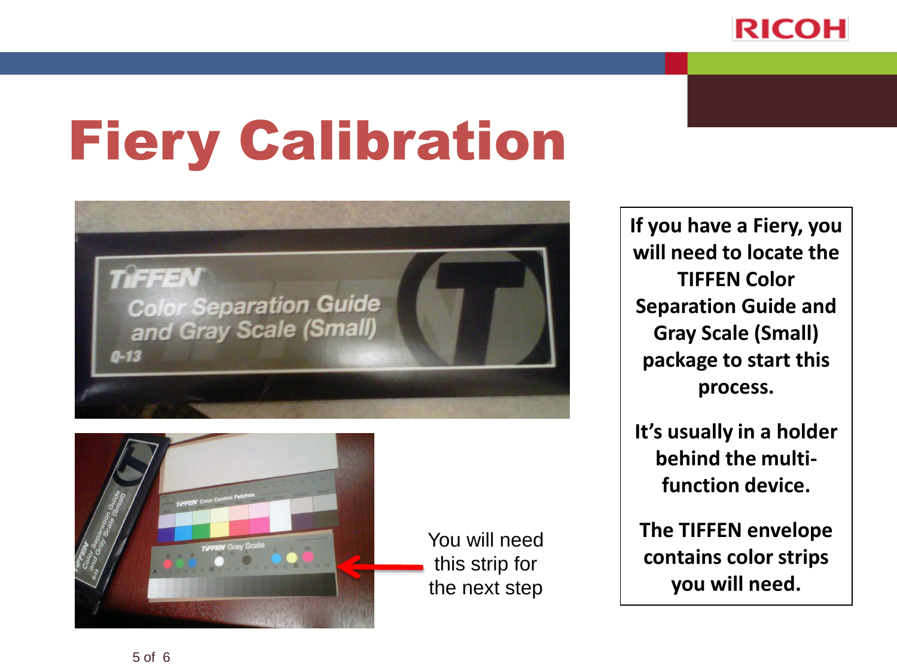# Fiery Calibration

You will need this strip for the next step

If you have a Fiery, you will need to locate the TIFFEN Color Separation Guide and Gray Scale (Small) package to start this process.

It's usually in a holder behind the multi-function device.

The TIFFEN envelope contains color strips you will need.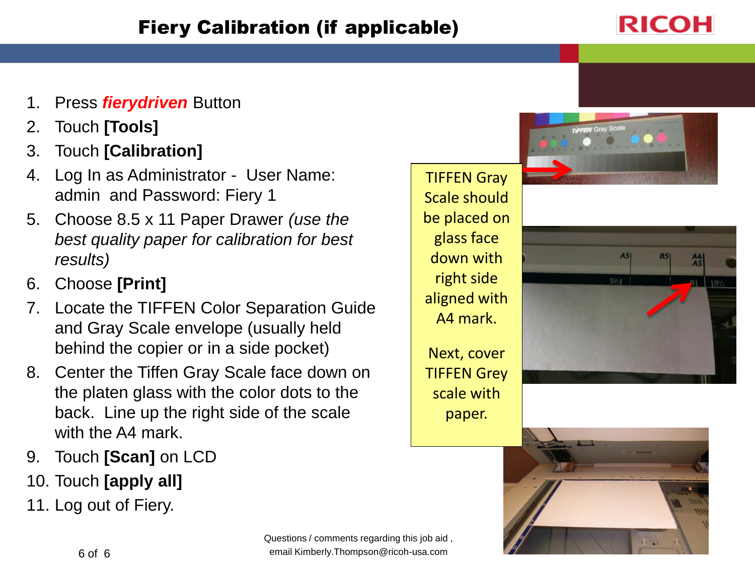# Fiery Calibration (if applicable)

1. Press ***fierydriven*** Button
2. Touch **[Tools]**
3. Touch **[Calibration]**
4. Log In as Administrator - User Name: admin and Password: Fiery 1
5. Choose 8.5 x 11 Paper Drawer *(use the best quality paper for calibration for best results)*
6. Choose **[Print]**
7. Locate the TIFFEN Color Separation Guide and Gray Scale envelope (usually held behind the copier or in a side pocket)
8. Center the Tiffen Gray Scale face down on the platen glass with the color dots to the back. Line up the right side of the scale with the A4 mark.
9. Touch **[Scan]** on LCD
10. Touch **[apply all]**
11. Log out of Fiery.

TIFFEN Gray Scale should be placed on glass face down with right side aligned with A4 mark.

Next, cover TIFFEN Grey scale with paper.

Questions / comments regarding this job aid , email Kimberly.Thompson@ricoh-usa.com